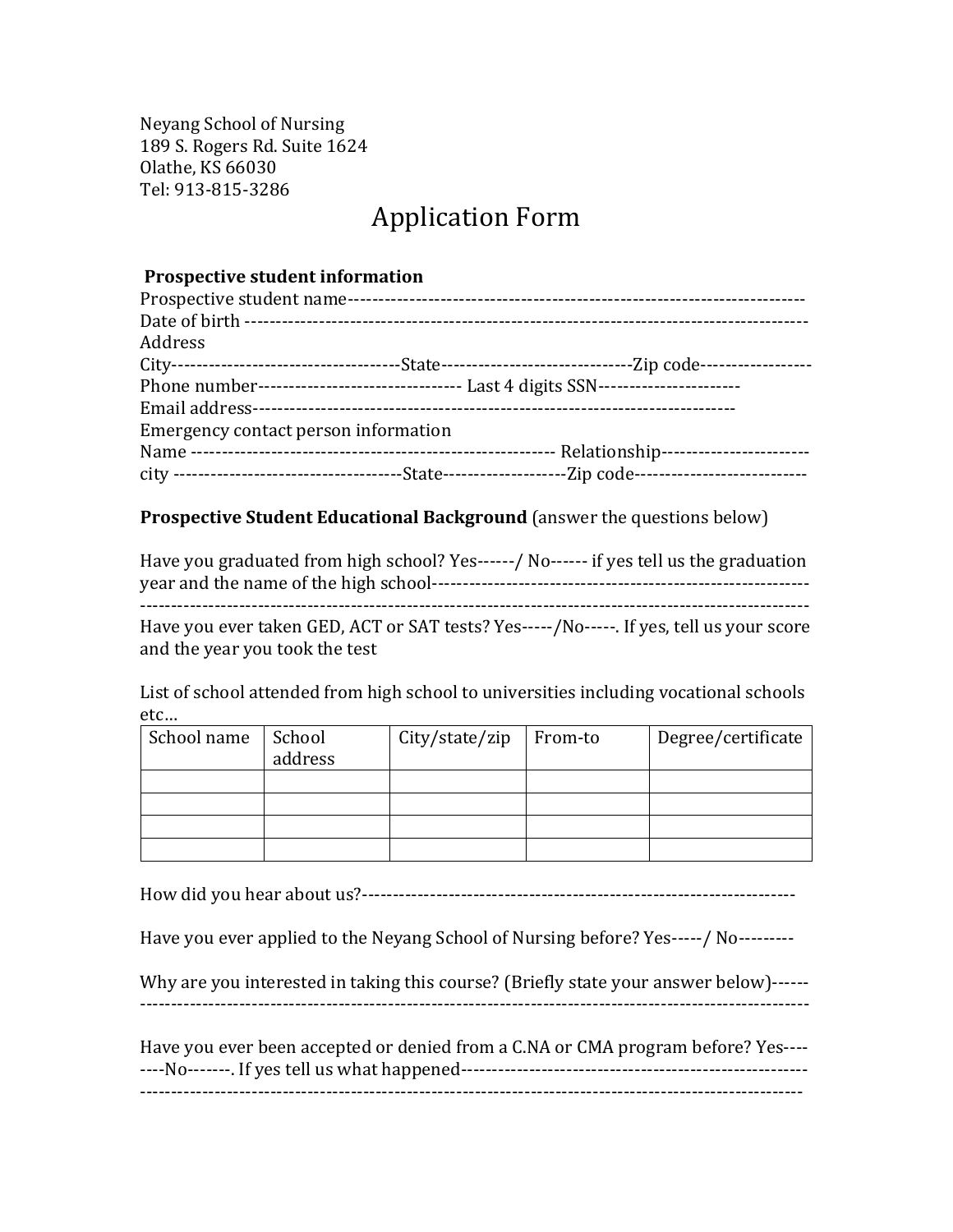Neyang School of Nursing
189 S. Rogers Rd. Suite 1624
Olathe, KS 66030
Tel: 913-815-3286

# Application Form

**Prospective student information**

Prospective student name---------------------------------------------------------------------------
Date of birth ---------------------------------------------------------------------------------------
Address
City-------------------------------------State------------------------------Zip code-----------------
Phone number--------------------------------- Last 4 digits SSN-----------------------
Email address----------------------------------------------------------------------------
Emergency contact person information
Name ---------------------------------------------------------- Relationship-----------------------
city -------------------------------------State--------------------Zip code---------------------------

**Prospective Student Educational Background** (answer the questions below)

Have you graduated from high school? Yes------/ No------ if yes tell us the graduation year and the name of the high school-------------------------------------------------------------
------------------------------------------------------------------------------------------------------
Have you ever taken GED, ACT or SAT tests? Yes-----/No-----. If yes, tell us your score and the year you took the test

List of school attended from high school to universities including vocational schools etc…

| School name | School address | City/state/zip | From-to | Degree/certificate |
|---|---|---|---|---|
| | | | | |
| | | | | |
| | | | | |
| | | | | |

How did you hear about us?---------------------------------------------------------------------

Have you ever applied to the Neyang School of Nursing before? Yes-----/ No---------

Why are you interested in taking this course? (Briefly state your answer below)------
------------------------------------------------------------------------------------------------------

Have you ever been accepted or denied from a C.NA or CMA program before? Yes-------No-------. If yes tell us what happened--------------------------------------------------------
------------------------------------------------------------------------------------------------------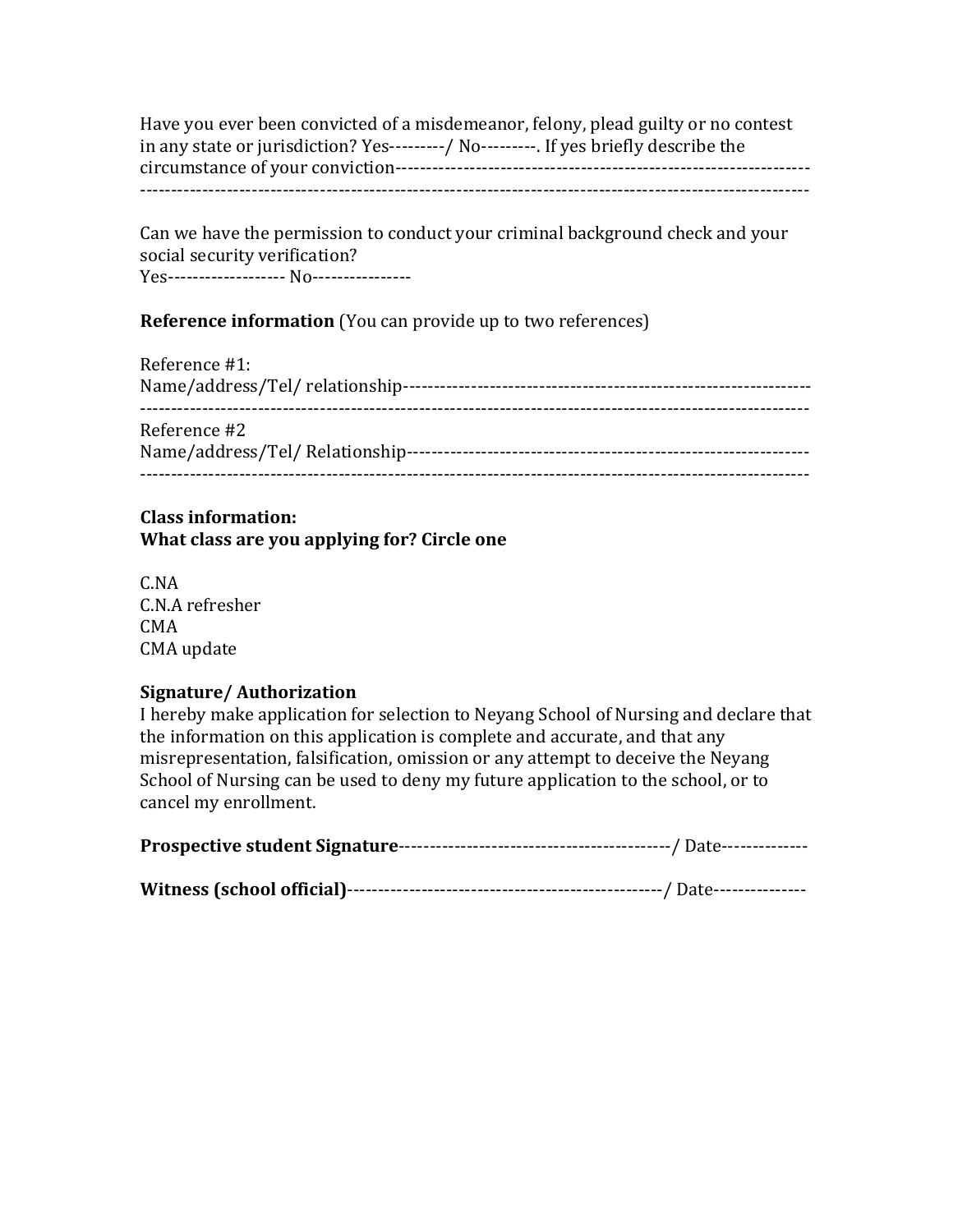Have you ever been convicted of a misdemeanor, felony, plead guilty or no contest in any state or jurisdiction? Yes---------/ No---------. If yes briefly describe the circumstance of your conviction-------------------------------------------------------------------
------------------------------------------------------------------------------------------------------------

Can we have the permission to conduct your criminal background check and your social security verification?
Yes------------------- No----------------

**Reference information** (You can provide up to two references)

Reference #1:
Name/address/Tel/ relationship-----------------------------------------------------------------
------------------------------------------------------------------------------------------------------------
Reference #2
Name/address/Tel/ Relationship----------------------------------------------------------------
------------------------------------------------------------------------------------------------------------

**Class information:**
**What class are you applying for? Circle one**

C.NA
C.N.A refresher
CMA
CMA update

**Signature/ Authorization**
I hereby make application for selection to Neyang School of Nursing and declare that the information on this application is complete and accurate, and that any misrepresentation, falsification, omission or any attempt to deceive the Neyang School of Nursing can be used to deny my future application to the school, or to cancel my enrollment.

**Prospective student Signature**--------------------------------------------/ Date--------------

**Witness (school official)**---------------------------------------------------/ Date---------------